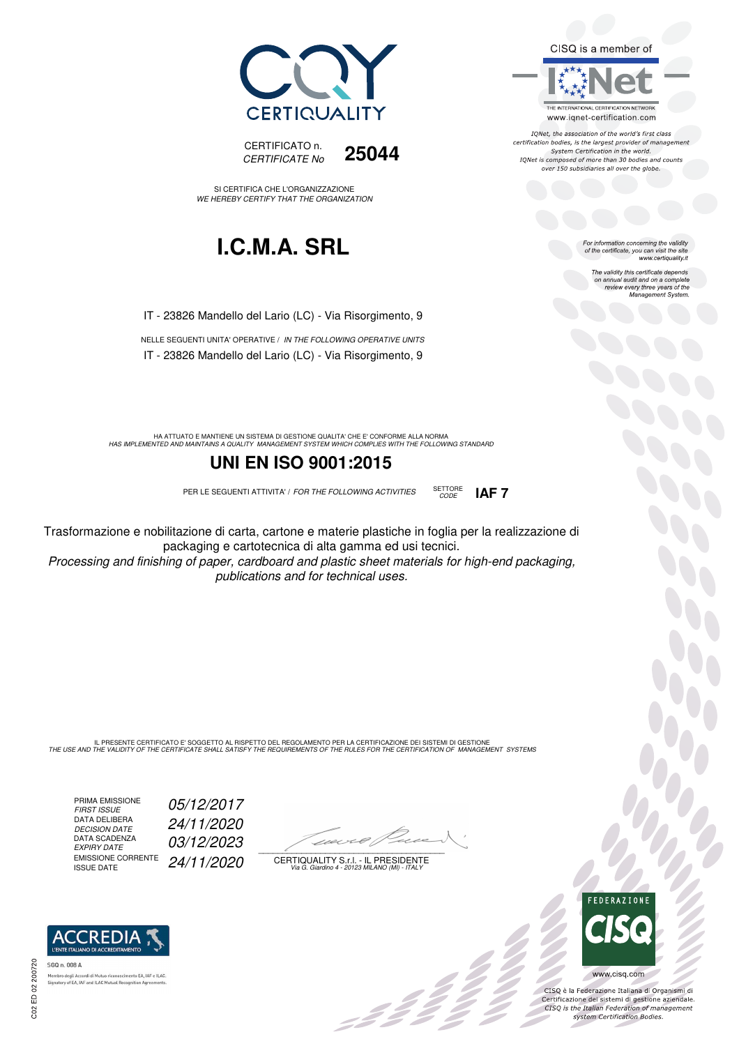CQY CERTIQUALITY

CERTIFICATO n.
*CERTIFICATE No* **25044**

SI CERTIFICA CHE L'ORGANIZZAZIONE
*WE HEREBY CERTIFY THAT THE ORGANIZATION*

# I.C.M.A. SRL

IT - 23826 Mandello del Lario (LC) - Via Risorgimento, 9

NELLE SEGUENTI UNITA' OPERATIVE / *IN THE FOLLOWING OPERATIVE UNITS*

IT - 23826 Mandello del Lario (LC) - Via Risorgimento, 9

HA ATTUATO E MANTIENE UN SISTEMA DI GESTIONE QUALITA' CHE E' CONFORME ALLA NORMA
*HAS IMPLEMENTED AND MAINTAINS A QUALITY MANAGEMENT SYSTEM WHICH COMPLIES WITH THE FOLLOWING STANDARD*

## UNI EN ISO 9001:2015

PER LE SEGUENTI ATTIVITA' / *FOR THE FOLLOWING ACTIVITIES* SETTORE *CODE* **IAF 7**

Trasformazione e nobilitazione di carta, cartone e materie plastiche in foglia per la realizzazione di packaging e cartotecnica di alta gamma ed usi tecnici.

*Processing and finishing of paper, cardboard and plastic sheet materials for high-end packaging, publications and for technical uses.*

IL PRESENTE CERTIFICATO E' SOGGETTO AL RISPETTO DEL REGOLAMENTO PER LA CERTIFICAZIONE DEI SISTEMI DI GESTIONE
*THE USE AND THE VALIDITY OF THE CERTIFICATE SHALL SATISFY THE REQUIREMENTS OF THE RULES FOR THE CERTIFICATION OF MANAGEMENT SYSTEMS*

| | |
|---|---|
| PRIMA EMISSIONE *FIRST ISSUE* | *05/12/2017* |
| DATA DELIBERA *DECISION DATE* | *24/11/2020* |
| DATA SCADENZA *EXPIRY DATE* | *03/12/2023* |
| EMISSIONE CORRENTE *ISSUE DATE* | *24/11/2020* |

CERTIQUALITY S.r.l. - IL PRESIDENTE
*Via G. Giardino 4 - 20123 MILANO (MI) - ITALY*

CISQ is a member of IQNet
THE INTERNATIONAL CERTIFICATION NETWORK
www.iqnet-certification.com

*IQNet, the association of the world's first class certification bodies, is the largest provider of management System Certification in the world. IQNet is composed of more than 30 bodies and counts over 150 subsidiaries all over the globe.*

*For information concerning the validity of the certificate, you can visit the site www.certiquality.it*

*The validity this certificate depends on annual audit and on a complete review every three years of the Management System.*

ACCREDIA L'ENTE ITALIANO DI ACCREDITAMENTO
SGQ n. 008 A
Membro degli Accordi di Mutuo riconoscimento EA, IAF e ILAC
Signatory of EA, IAF and ILAC Mutual Recognition Agreements

FEDERAZIONE CISQ
www.cisq.com

CISQ è la Federazione Italiana di Organismi di Certificazione dei sistemi di gestione aziendale.
*CISQ is the Italian Federation of management system Certification Bodies.*

C02 ED 02 200720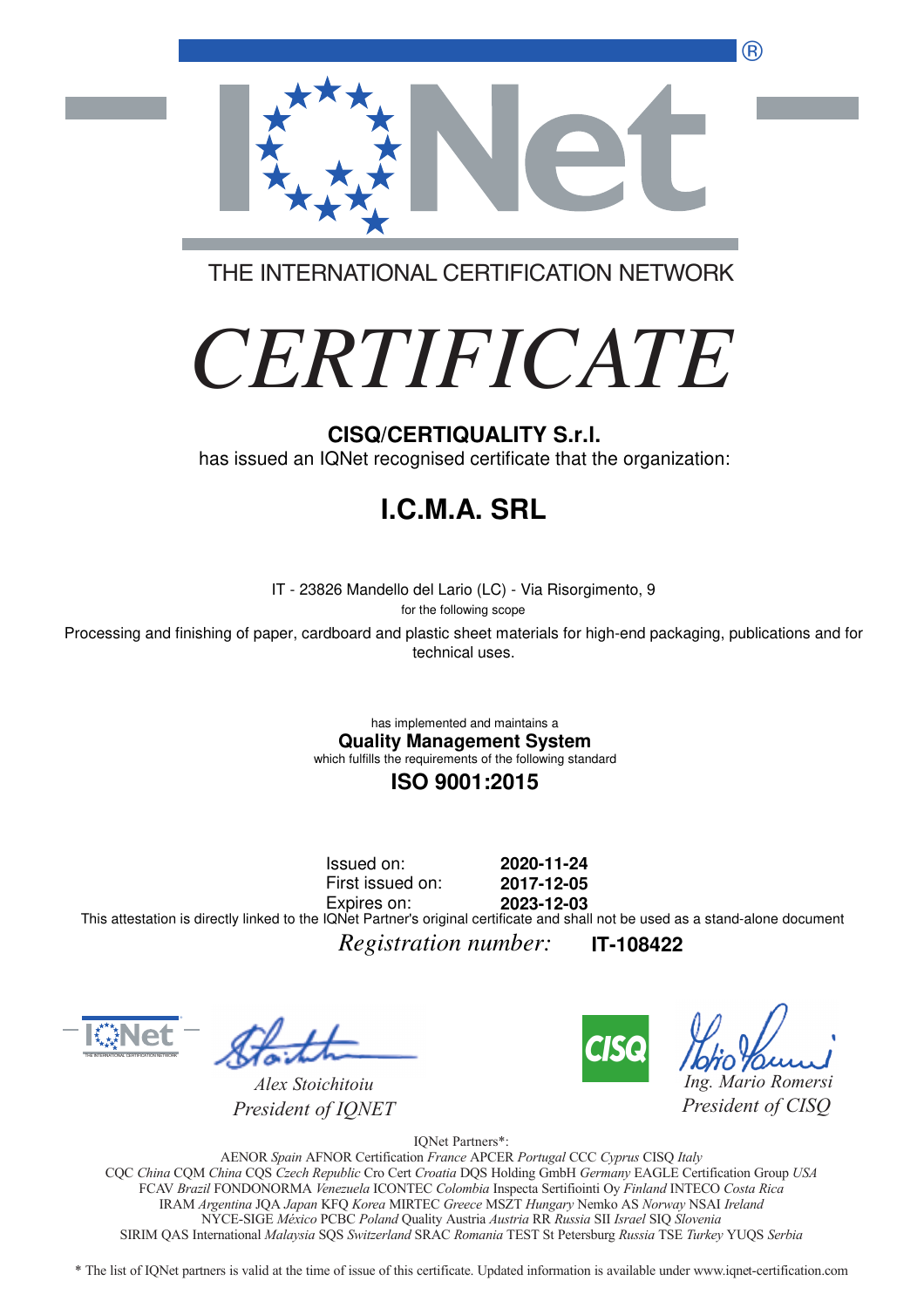THE INTERNATIONAL CERTIFICATION NETWORK

# CERTIFICATE

**CISQ/CERTIQUALITY S.r.l.**

has issued an IQNet recognised certificate that the organization:

## I.C.M.A. SRL

IT - 23826 Mandello del Lario (LC) - Via Risorgimento, 9

for the following scope

Processing and finishing of paper, cardboard and plastic sheet materials for high-end packaging, publications and for technical uses.

has implemented and maintains a

**Quality Management System**

which fulfills the requirements of the following standard

**ISO 9001:2015**

| | |
|---|---|
| Issued on: | **2020-11-24** |
| First issued on: | **2017-12-05** |
| Expires on: | **2023-12-03** |

This attestation is directly linked to the IQNet Partner's original certificate and shall not be used as a stand-alone document

*Registration number:* **IT-108422**

*Alex Stoichitoiu*
*President of IQNET*

*Ing. Mario Romersi*
*President of CISQ*

IQNet Partners*:

AENOR *Spain* AFNOR Certification *France* APCER *Portugal* CCC *Cyprus* CISQ *Italy*
CQC *China* CQM *China* CQS *Czech Republic* Cro Cert *Croatia* DQS Holding GmbH *Germany* EAGLE Certification Group *USA*
FCAV *Brazil* FONDONORMA *Venezuela* ICONTEC *Colombia* Inspecta Sertifiointi Oy *Finland* INTECO *Costa Rica*
IRAM *Argentina* JQA *Japan* KFQ *Korea* MIRTEC *Greece* MSZT *Hungary* Nemko AS *Norway* NSAI *Ireland*
NYCE-SIGE *México* PCBC *Poland* Quality Austria *Austria* RR *Russia* SII *Israel* SIQ *Slovenia*
SIRIM QAS International *Malaysia* SQS *Switzerland* SRAC *Romania* TEST St Petersburg *Russia* TSE *Turkey* YUQS *Serbia*

\* The list of IQNet partners is valid at the time of issue of this certificate. Updated information is available under www.iqnet-certification.com